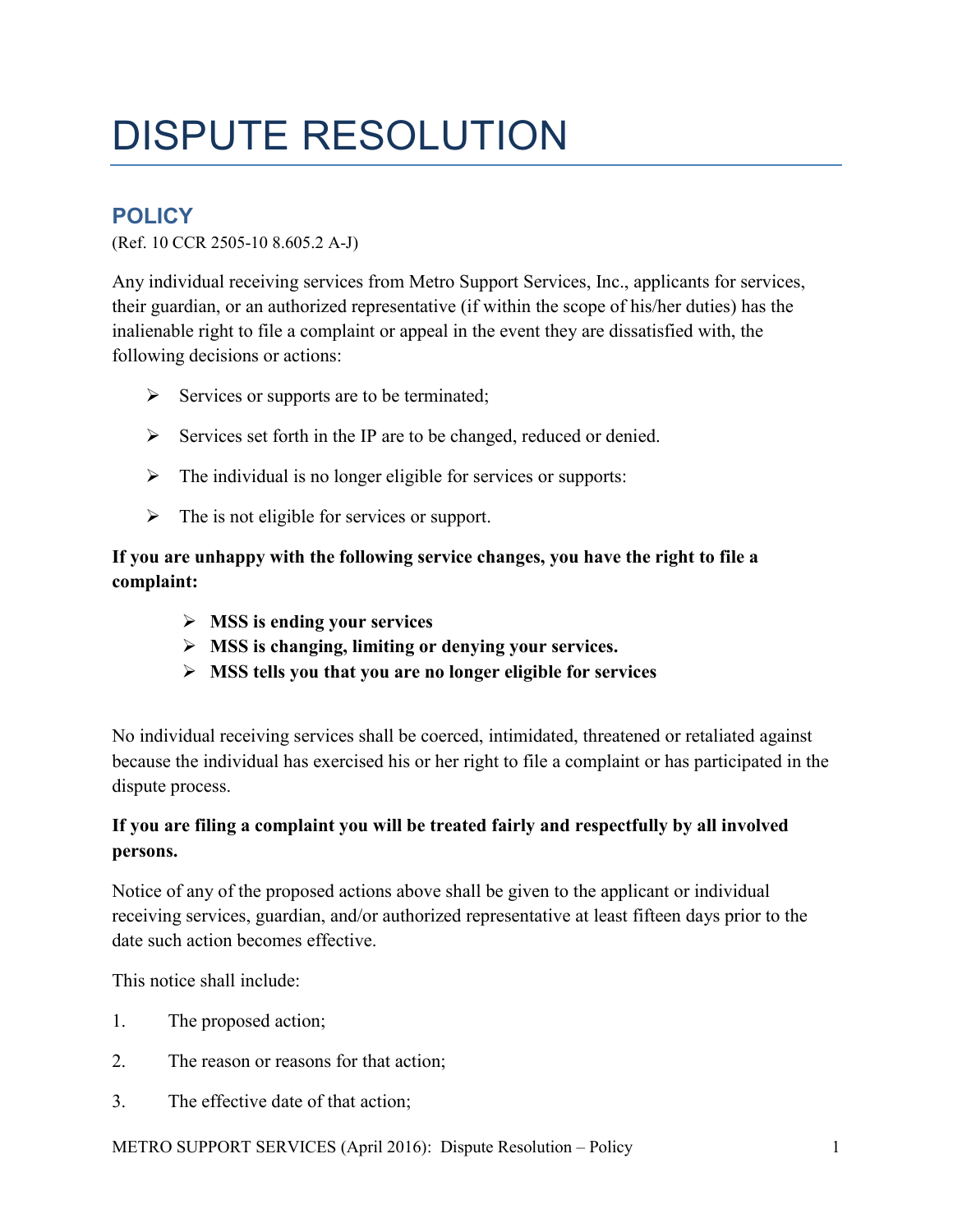# DISPUTE RESOLUTION

## POLICY

(Ref. 10 CCR 2505-10 8.605.2 A-J)

Any individual receiving services from Metro Support Services, Inc., applicants for services, their guardian, or an authorized representative (if within the scope of his/her duties) has the inalienable right to file a complaint or appeal in the event they are dissatisfied with, the following decisions or actions:

- Services or supports are to be terminated;
- Services set forth in the IP are to be changed, reduced or denied.
- The individual is no longer eligible for services or supports:
- The is not eligible for services or support.

**If you are unhappy with the following service changes, you have the right to file a complaint:**

- **MSS is ending your services**
- **MSS is changing, limiting or denying your services.**
- **MSS tells you that you are no longer eligible for services**

No individual receiving services shall be coerced, intimidated, threatened or retaliated against because the individual has exercised his or her right to file a complaint or has participated in the dispute process.

**If you are filing a complaint you will be treated fairly and respectfully by all involved persons.**

Notice of any of the proposed actions above shall be given to the applicant or individual receiving services, guardian, and/or authorized representative at least fifteen days prior to the date such action becomes effective.

This notice shall include:

1. The proposed action;
2. The reason or reasons for that action;
3. The effective date of that action;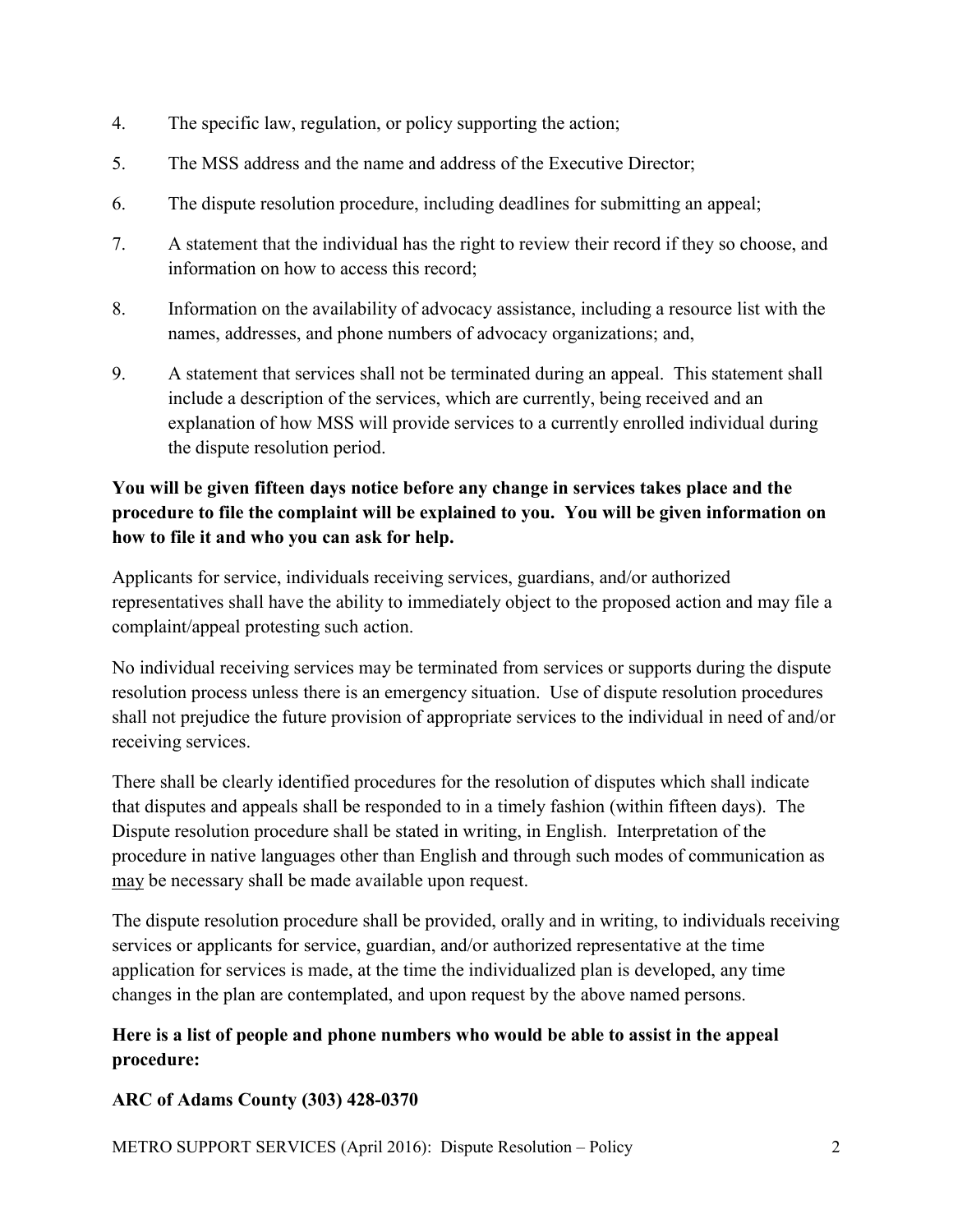4. The specific law, regulation, or policy supporting the action;
5. The MSS address and the name and address of the Executive Director;
6. The dispute resolution procedure, including deadlines for submitting an appeal;
7. A statement that the individual has the right to review their record if they so choose, and information on how to access this record;
8. Information on the availability of advocacy assistance, including a resource list with the names, addresses, and phone numbers of advocacy organizations; and,
9. A statement that services shall not be terminated during an appeal. This statement shall include a description of the services, which are currently, being received and an explanation of how MSS will provide services to a currently enrolled individual during the dispute resolution period.

**You will be given fifteen days notice before any change in services takes place and the procedure to file the complaint will be explained to you. You will be given information on how to file it and who you can ask for help.**

Applicants for service, individuals receiving services, guardians, and/or authorized representatives shall have the ability to immediately object to the proposed action and may file a complaint/appeal protesting such action.

No individual receiving services may be terminated from services or supports during the dispute resolution process unless there is an emergency situation. Use of dispute resolution procedures shall not prejudice the future provision of appropriate services to the individual in need of and/or receiving services.

There shall be clearly identified procedures for the resolution of disputes which shall indicate that disputes and appeals shall be responded to in a timely fashion (within fifteen days). The Dispute resolution procedure shall be stated in writing, in English. Interpretation of the procedure in native languages other than English and through such modes of communication as <u>may</u> be necessary shall be made available upon request.

The dispute resolution procedure shall be provided, orally and in writing, to individuals receiving services or applicants for service, guardian, and/or authorized representative at the time application for services is made, at the time the individualized plan is developed, any time changes in the plan are contemplated, and upon request by the above named persons.

**Here is a list of people and phone numbers who would be able to assist in the appeal procedure:**

**ARC of Adams County (303) 428-0370**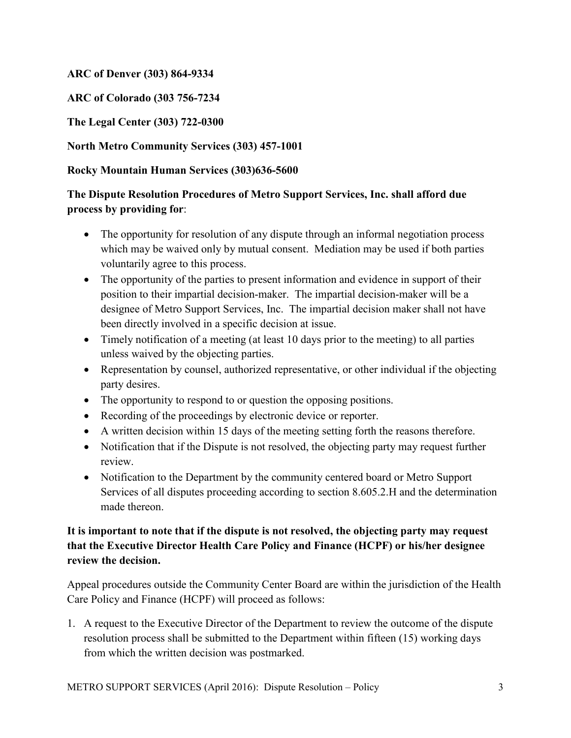**ARC of Denver (303) 864-9334**

**ARC of Colorado (303 756-7234**

**The Legal Center (303) 722-0300**

**North Metro Community Services (303) 457-1001**

**Rocky Mountain Human Services (303)636-5600**

**The Dispute Resolution Procedures of Metro Support Services, Inc. shall afford due process by providing for**:

- The opportunity for resolution of any dispute through an informal negotiation process which may be waived only by mutual consent. Mediation may be used if both parties voluntarily agree to this process.
- The opportunity of the parties to present information and evidence in support of their position to their impartial decision-maker. The impartial decision-maker will be a designee of Metro Support Services, Inc. The impartial decision maker shall not have been directly involved in a specific decision at issue.
- Timely notification of a meeting (at least 10 days prior to the meeting) to all parties unless waived by the objecting parties.
- Representation by counsel, authorized representative, or other individual if the objecting party desires.
- The opportunity to respond to or question the opposing positions.
- Recording of the proceedings by electronic device or reporter.
- A written decision within 15 days of the meeting setting forth the reasons therefore.
- Notification that if the Dispute is not resolved, the objecting party may request further review.
- Notification to the Department by the community centered board or Metro Support Services of all disputes proceeding according to section 8.605.2.H and the determination made thereon.

**It is important to note that if the dispute is not resolved, the objecting party may request that the Executive Director Health Care Policy and Finance (HCPF) or his/her designee review the decision.**

Appeal procedures outside the Community Center Board are within the jurisdiction of the Health Care Policy and Finance (HCPF) will proceed as follows:

1. A request to the Executive Director of the Department to review the outcome of the dispute resolution process shall be submitted to the Department within fifteen (15) working days from which the written decision was postmarked.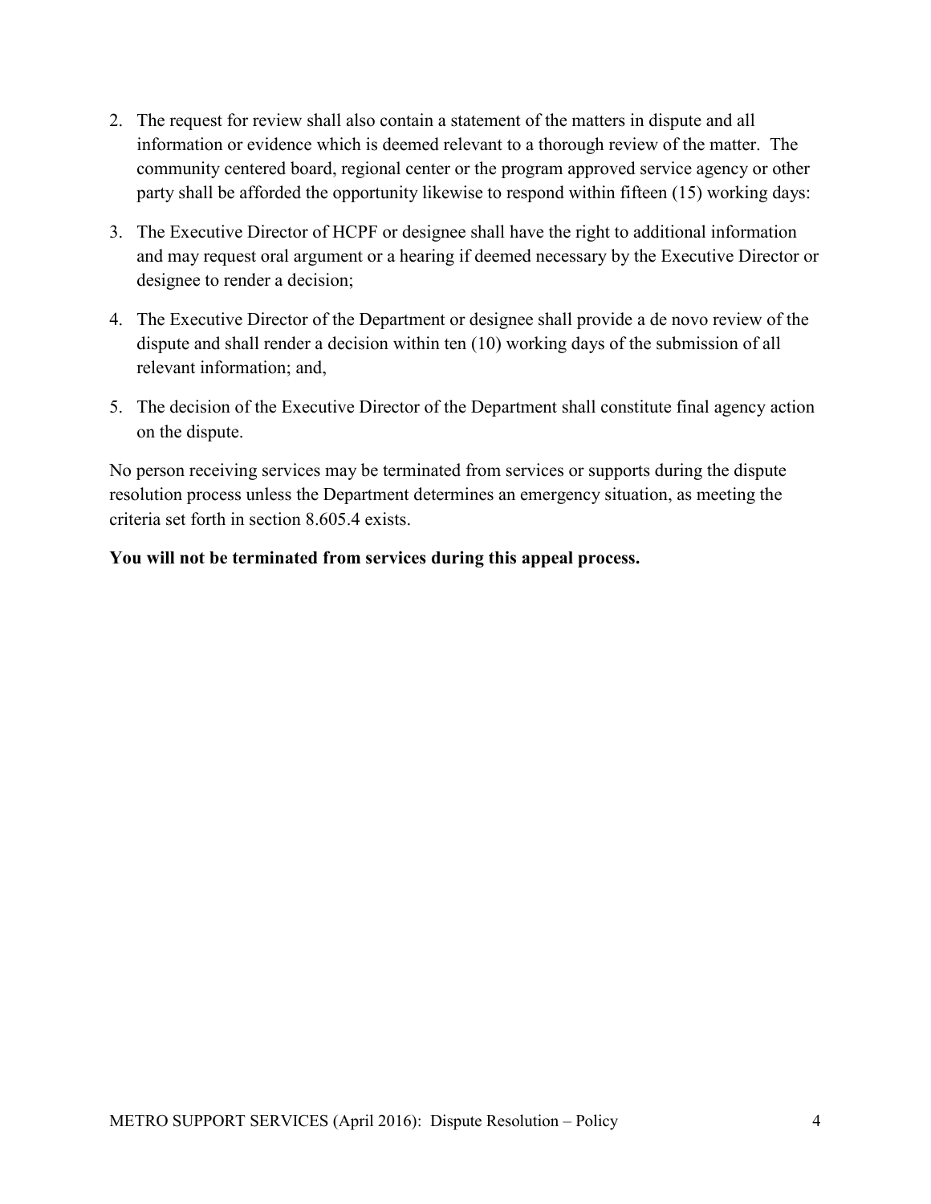2. The request for review shall also contain a statement of the matters in dispute and all information or evidence which is deemed relevant to a thorough review of the matter. The community centered board, regional center or the program approved service agency or other party shall be afforded the opportunity likewise to respond within fifteen (15) working days:
3. The Executive Director of HCPF or designee shall have the right to additional information and may request oral argument or a hearing if deemed necessary by the Executive Director or designee to render a decision;
4. The Executive Director of the Department or designee shall provide a de novo review of the dispute and shall render a decision within ten (10) working days of the submission of all relevant information; and,
5. The decision of the Executive Director of the Department shall constitute final agency action on the dispute.

No person receiving services may be terminated from services or supports during the dispute resolution process unless the Department determines an emergency situation, as meeting the criteria set forth in section 8.605.4 exists.

**You will not be terminated from services during this appeal process.**